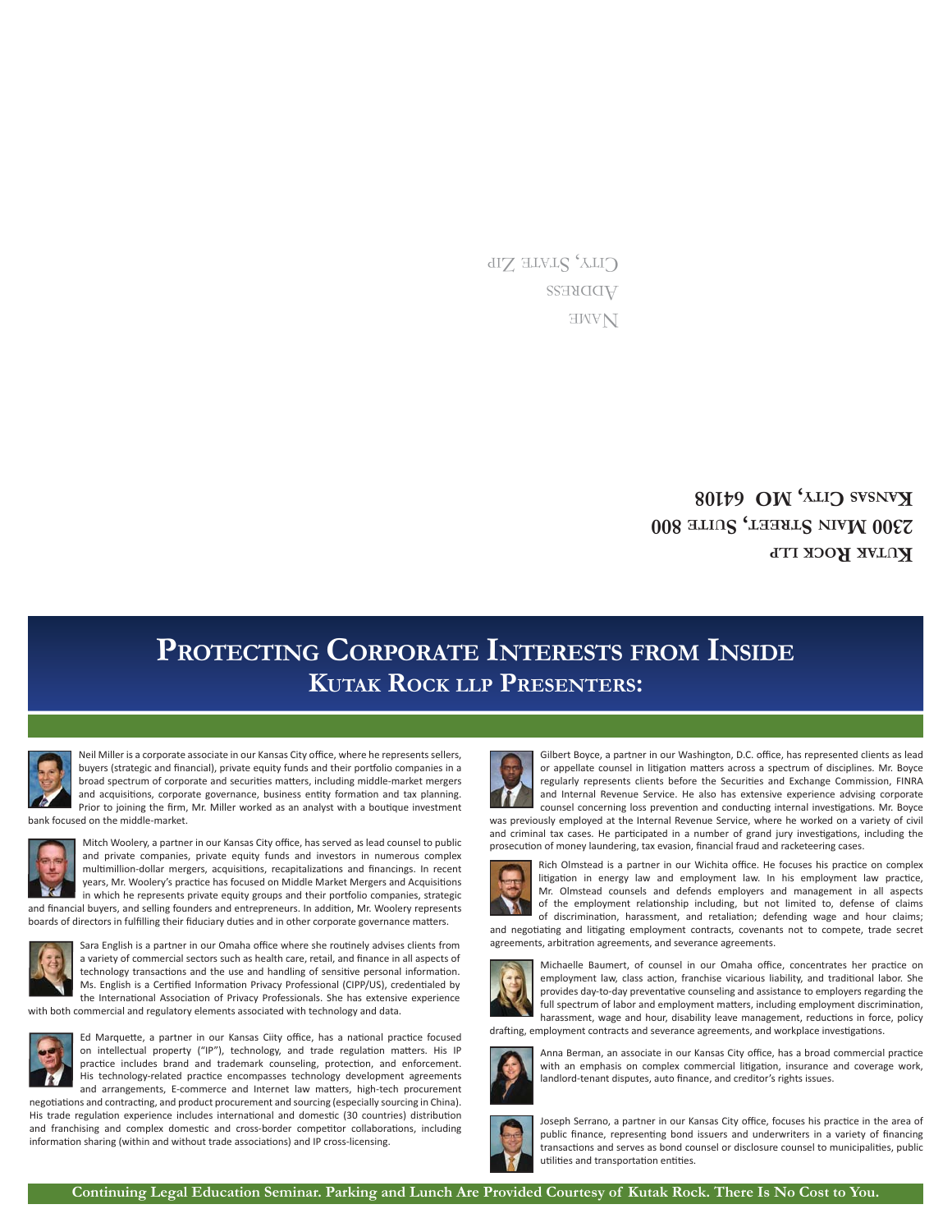Kutak Rock LLP
2300 Main Street, Suite 800
Kansas City, MO 64108

Name
Address
City, State Zip

# Protecting Corporate Interests from Inside

## Kutak Rock LLP Presenters:

Neil Miller is a corporate associate in our Kansas City office, where he represents sellers, buyers (strategic and financial), private equity funds and their portfolio companies in a broad spectrum of corporate and securities matters, including middle-market mergers and acquisitions, corporate governance, business entity formation and tax planning. Prior to joining the firm, Mr. Miller worked as an analyst with a boutique investment bank focused on the middle-market.

Mitch Woolery, a partner in our Kansas City office, has served as lead counsel to public and private companies, private equity funds and investors in numerous complex multimillion-dollar mergers, acquisitions, recapitalizations and financings. In recent years, Mr. Woolery's practice has focused on Middle Market Mergers and Acquisitions in which he represents private equity groups and their portfolio companies, strategic and financial buyers, and selling founders and entrepreneurs. In addition, Mr. Woolery represents boards of directors in fulfilling their fiduciary duties and in other corporate governance matters.

Sara English is a partner in our Omaha office where she routinely advises clients from a variety of commercial sectors such as health care, retail, and finance in all aspects of technology transactions and the use and handling of sensitive personal information. Ms. English is a Certified Information Privacy Professional (CIPP/US), credentialed by the International Association of Privacy Professionals. She has extensive experience with both commercial and regulatory elements associated with technology and data.

Ed Marquette, a partner in our Kansas Ciity office, has a national practice focused on intellectual property ("IP"), technology, and trade regulation matters. His IP practice includes brand and trademark counseling, protection, and enforcement. His technology-related practice encompasses technology development agreements and arrangements, E-commerce and Internet law matters, high-tech procurement negotiations and contracting, and product procurement and sourcing (especially sourcing in China). His trade regulation experience includes international and domestic (30 countries) distribution and franchising and complex domestic and cross-border competitor collaborations, including information sharing (within and without trade associations) and IP cross-licensing.

Gilbert Boyce, a partner in our Washington, D.C. office, has represented clients as lead or appellate counsel in litigation matters across a spectrum of disciplines. Mr. Boyce regularly represents clients before the Securities and Exchange Commission, FINRA and Internal Revenue Service. He also has extensive experience advising corporate counsel concerning loss prevention and conducting internal investigations. Mr. Boyce was previously employed at the Internal Revenue Service, where he worked on a variety of civil and criminal tax cases. He participated in a number of grand jury investigations, including the prosecution of money laundering, tax evasion, financial fraud and racketeering cases.

Rich Olmstead is a partner in our Wichita office. He focuses his practice on complex litigation in energy law and employment law. In his employment law practice, Mr. Olmstead counsels and defends employers and management in all aspects of the employment relationship including, but not limited to, defense of claims of discrimination, harassment, and retaliation; defending wage and hour claims; and negotiating and litigating employment contracts, covenants not to compete, trade secret agreements, arbitration agreements, and severance agreements.

Michaelle Baumert, of counsel in our Omaha office, concentrates her practice on employment law, class action, franchise vicarious liability, and traditional labor. She provides day-to-day preventative counseling and assistance to employers regarding the full spectrum of labor and employment matters, including employment discrimination, harassment, wage and hour, disability leave management, reductions in force, policy drafting, employment contracts and severance agreements, and workplace investigations.

Anna Berman, an associate in our Kansas City office, has a broad commercial practice with an emphasis on complex commercial litigation, insurance and coverage work, landlord-tenant disputes, auto finance, and creditor's rights issues.

Joseph Serrano, a partner in our Kansas City office, focuses his practice in the area of public finance, representing bond issuers and underwriters in a variety of financing transactions and serves as bond counsel or disclosure counsel to municipalities, public utilities and transportation entities.

**Continuing Legal Education Seminar. Parking and Lunch Are Provided Courtesy of Kutak Rock. There Is No Cost to You.**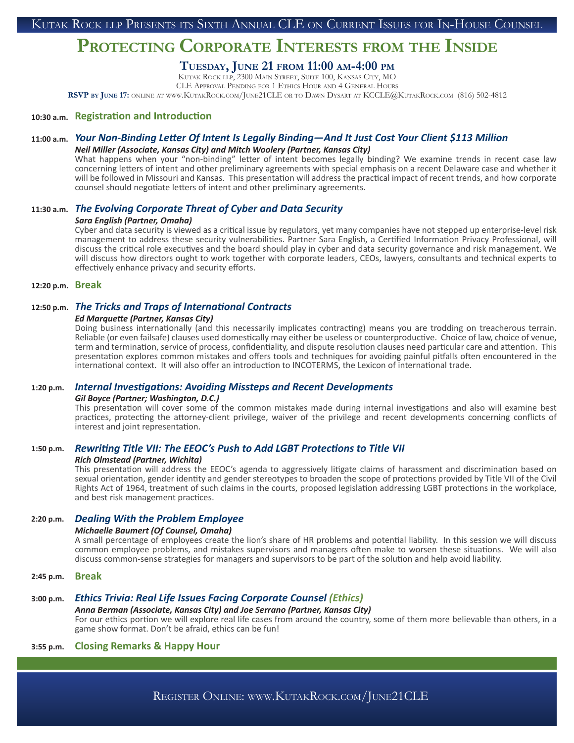Kutak Rock llp Presents its Sixth Annual CLE on Current Issues for In-House Counsel

# Protecting Corporate Interests from the Inside

## Tuesday, June 21 from 11:00 am-4:00 pm

Kutak Rock llp, 2300 Main Street, Suite 100, Kansas City, MO

CLE Approval Pending for 1 Ethics Hour and 4 General Hours

**RSVP by June 17:** online at www.KutakRock.com/June21CLE or to Dawn Dysart at KCCLE@KutakRock.com (816) 502-4812

**10:30 a.m.** **Registration and Introduction**

**11:00 a.m.** ***Your Non-Binding Letter Of Intent Is Legally Binding—And It Just Cost Your Client $113 Million***

***Neil Miller (Associate, Kansas City) and Mitch Woolery (Partner, Kansas City)***

What happens when your "non-binding" letter of intent becomes legally binding? We examine trends in recent case law concerning letters of intent and other preliminary agreements with special emphasis on a recent Delaware case and whether it will be followed in Missouri and Kansas. This presentation will address the practical impact of recent trends, and how corporate counsel should negotiate letters of intent and other preliminary agreements.

**11:30 a.m.** ***The Evolving Corporate Threat of Cyber and Data Security***

***Sara English (Partner, Omaha)***

Cyber and data security is viewed as a critical issue by regulators, yet many companies have not stepped up enterprise-level risk management to address these security vulnerabilities. Partner Sara English, a Certified Information Privacy Professional, will discuss the critical role executives and the board should play in cyber and data security governance and risk management. We will discuss how directors ought to work together with corporate leaders, CEOs, lawyers, consultants and technical experts to effectively enhance privacy and security efforts.

**12:20 p.m.** **Break**

**12:50 p.m.** ***The Tricks and Traps of International Contracts***

***Ed Marquette (Partner, Kansas City)***

Doing business internationally (and this necessarily implicates contracting) means you are trodding on treacherous terrain. Reliable (or even failsafe) clauses used domestically may either be useless or counterproductive. Choice of law, choice of venue, term and termination, service of process, confidentiality, and dispute resolution clauses need particular care and attention. This presentation explores common mistakes and offers tools and techniques for avoiding painful pitfalls often encountered in the international context. It will also offer an introduction to INCOTERMS, the Lexicon of international trade.

**1:20 p.m.** ***Internal Investigations: Avoiding Missteps and Recent Developments***

***Gil Boyce (Partner; Washington, D.C.)***

This presentation will cover some of the common mistakes made during internal investigations and also will examine best practices, protecting the attorney-client privilege, waiver of the privilege and recent developments concerning conflicts of interest and joint representation.

**1:50 p.m.** ***Rewriting Title VII: The EEOC's Push to Add LGBT Protections to Title VII***

***Rich Olmstead (Partner, Wichita)***

This presentation will address the EEOC's agenda to aggressively litigate claims of harassment and discrimination based on sexual orientation, gender identity and gender stereotypes to broaden the scope of protections provided by Title VII of the Civil Rights Act of 1964, treatment of such claims in the courts, proposed legislation addressing LGBT protections in the workplace, and best risk management practices.

**2:20 p.m.** ***Dealing With the Problem Employee***

***Michaelle Baumert (Of Counsel, Omaha)***

A small percentage of employees create the lion's share of HR problems and potential liability. In this session we will discuss common employee problems, and mistakes supervisors and managers often make to worsen these situations. We will also discuss common-sense strategies for managers and supervisors to be part of the solution and help avoid liability.

**2:45 p.m.** **Break**

**3:00 p.m.** ***Ethics Trivia: Real Life Issues Facing Corporate Counsel (Ethics)***

***Anna Berman (Associate, Kansas City) and Joe Serrano (Partner, Kansas City)***

For our ethics portion we will explore real life cases from around the country, some of them more believable than others, in a game show format. Don't be afraid, ethics can be fun!

**3:55 p.m.** **Closing Remarks & Happy Hour**

Register Online: www.KutakRock.com/June21CLE